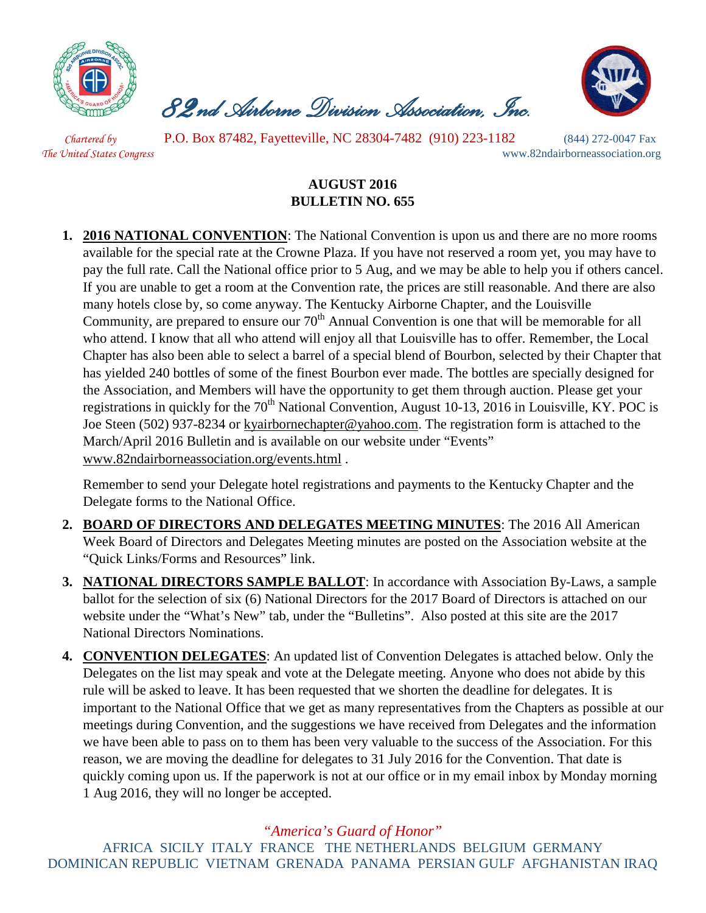# 82nd Airborne Division Association, Inc.

*Chartered by The United States Congress*

P.O. Box 87482, Fayetteville, NC 28304-7482 (910) 223-1182

(844) 272-0047 Fax
www.82ndairborneassociation.org

**AUGUST 2016**
**BULLETIN NO. 655**

1. **2016 NATIONAL CONVENTION**: The National Convention is upon us and there are no more rooms available for the special rate at the Crowne Plaza. If you have not reserved a room yet, you may have to pay the full rate. Call the National office prior to 5 Aug, and we may be able to help you if others cancel. If you are unable to get a room at the Convention rate, the prices are still reasonable. And there are also many hotels close by, so come anyway. The Kentucky Airborne Chapter, and the Louisville Community, are prepared to ensure our 70th Annual Convention is one that will be memorable for all who attend. I know that all who attend will enjoy all that Louisville has to offer. Remember, the Local Chapter has also been able to select a barrel of a special blend of Bourbon, selected by their Chapter that has yielded 240 bottles of some of the finest Bourbon ever made. The bottles are specially designed for the Association, and Members will have the opportunity to get them through auction. Please get your registrations in quickly for the 70th National Convention, August 10-13, 2016 in Louisville, KY. POC is Joe Steen (502) 937-8234 or kyairbornechapter@yahoo.com. The registration form is attached to the March/April 2016 Bulletin and is available on our website under "Events" www.82ndairborneassociation.org/events.html .

   Remember to send your Delegate hotel registrations and payments to the Kentucky Chapter and the Delegate forms to the National Office.

2. **BOARD OF DIRECTORS AND DELEGATES MEETING MINUTES**: The 2016 All American Week Board of Directors and Delegates Meeting minutes are posted on the Association website at the "Quick Links/Forms and Resources" link.

3. **NATIONAL DIRECTORS SAMPLE BALLOT**: In accordance with Association By-Laws, a sample ballot for the selection of six (6) National Directors for the 2017 Board of Directors is attached on our website under the "What's New" tab, under the "Bulletins". Also posted at this site are the 2017 National Directors Nominations.

4. **CONVENTION DELEGATES**: An updated list of Convention Delegates is attached below. Only the Delegates on the list may speak and vote at the Delegate meeting. Anyone who does not abide by this rule will be asked to leave. It has been requested that we shorten the deadline for delegates. It is important to the National Office that we get as many representatives from the Chapters as possible at our meetings during Convention, and the suggestions we have received from Delegates and the information we have been able to pass on to them has been very valuable to the success of the Association. For this reason, we are moving the deadline for delegates to 31 July 2016 for the Convention. That date is quickly coming upon us. If the paperwork is not at our office or in my email inbox by Monday morning 1 Aug 2016, they will no longer be accepted.

*"America's Guard of Honor"*

AFRICA SICILY ITALY FRANCE THE NETHERLANDS BELGIUM GERMANY DOMINICAN REPUBLIC VIETNAM GRENADA PANAMA PERSIAN GULF AFGHANISTAN IRAQ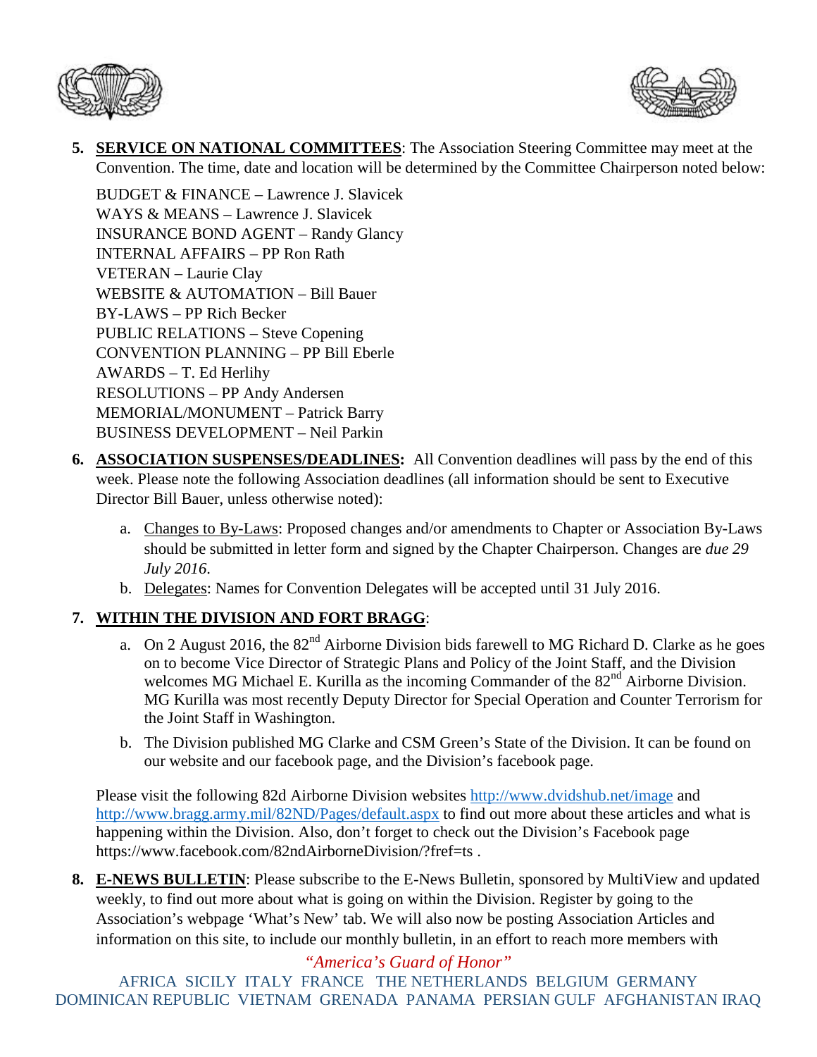5. **SERVICE ON NATIONAL COMMITTEES**: The Association Steering Committee may meet at the Convention. The time, date and location will be determined by the Committee Chairperson noted below:

   BUDGET & FINANCE – Lawrence J. Slavicek
   WAYS & MEANS – Lawrence J. Slavicek
   INSURANCE BOND AGENT – Randy Glancy
   INTERNAL AFFAIRS – PP Ron Rath
   VETERAN – Laurie Clay
   WEBSITE & AUTOMATION – Bill Bauer
   BY-LAWS – PP Rich Becker
   PUBLIC RELATIONS – Steve Copening
   CONVENTION PLANNING – PP Bill Eberle
   AWARDS – T. Ed Herlihy
   RESOLUTIONS – PP Andy Andersen
   MEMORIAL/MONUMENT – Patrick Barry
   BUSINESS DEVELOPMENT – Neil Parkin

6. **ASSOCIATION SUSPENSES/DEADLINES:** All Convention deadlines will pass by the end of this week. Please note the following Association deadlines (all information should be sent to Executive Director Bill Bauer, unless noted otherwise):

   a. Changes to By-Laws: Proposed changes and/or amendments to Chapter or Association By-Laws should be submitted in letter form and signed by the Chapter Chairperson. Changes are *due 29 July 2016*.
   b. Delegates: Names for Convention Delegates will be accepted until 31 July 2016.

7. **WITHIN THE DIVISION AND FORT BRAGG**:

   a. On 2 August 2016, the 82nd Airborne Division bids farewell to MG Richard D. Clarke as he goes on to become Vice Director of Strategic Plans and Policy of the Joint Staff, and the Division welcomes MG Michael E. Kurilla as the incoming Commander of the 82nd Airborne Division. MG Kurilla was most recently Deputy Director for Special Operation and Counter Terrorism for the Joint Staff in Washington.
   b. The Division published MG Clarke and CSM Green's State of the Division. It can be found on our website and our facebook page, and the Division's facebook page.

   Please visit the following 82d Airborne Division websites http://www.dvidshub.net/image and http://www.bragg.army.mil/82ND/Pages/default.aspx to find out more about these articles and what is happening within the Division. Also, don't forget to check out the Division's Facebook page https://www.facebook.com/82ndAirborneDivision/?fref=ts .

8. **E-NEWS BULLETIN**: Please subscribe to the E-News Bulletin, sponsored by MultiView and updated weekly, to find out more about what is going on within the Division. Register by going to the Association's webpage 'What's New' tab. We will also now be posting Association Articles and information on this site, to include our monthly bulletin, in an effort to reach more members with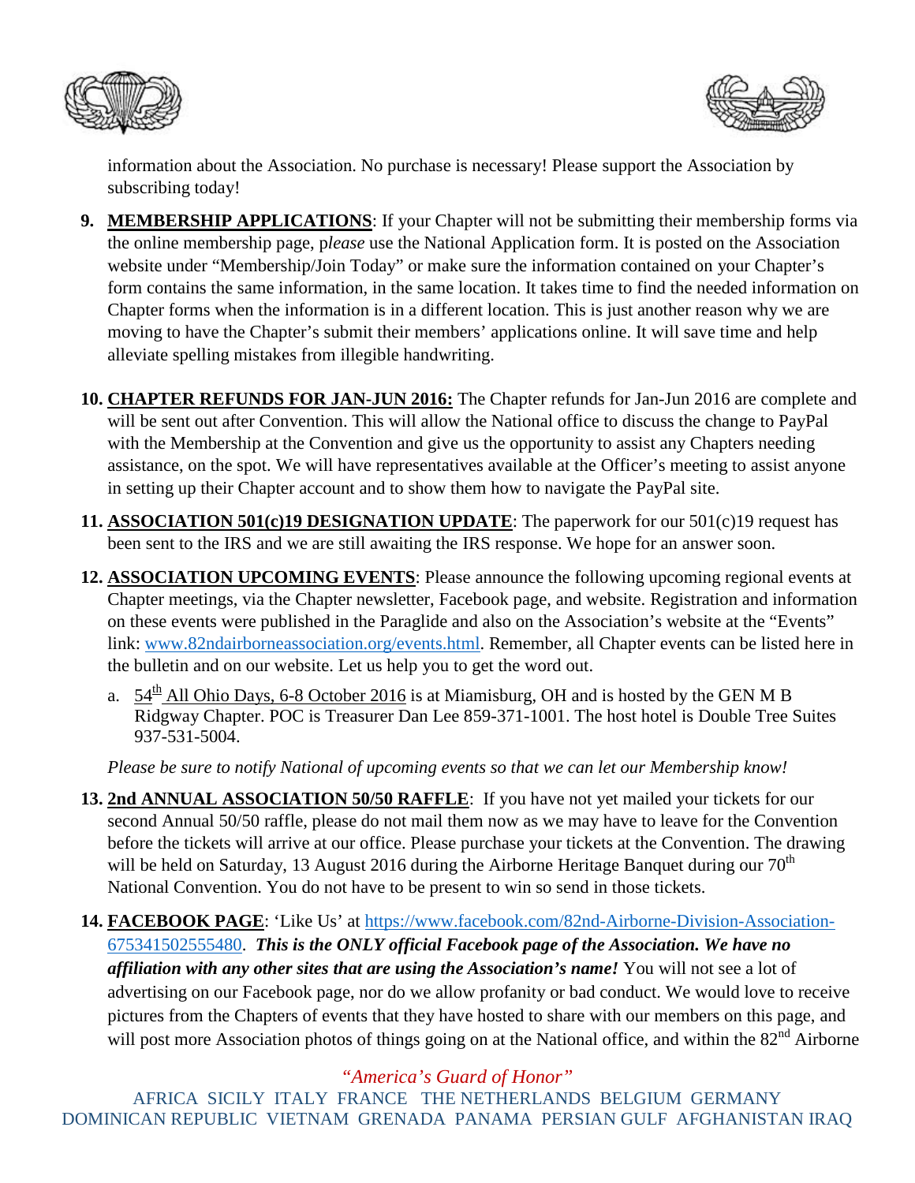information about the Association. No purchase is necessary! Please support the Association by subscribing today!

9. **MEMBERSHIP APPLICATIONS**: If your Chapter will not be submitting their membership forms via the online membership page, p*lease* use the National Application form. It is posted on the Association website under "Membership/Join Today" or make sure the information contained on your Chapter's form contains the same information, in the same location. It takes time to find the needed information on Chapter forms when the information is in a different location. This is just another reason why we are moving to have the Chapter's submit their members' applications online. It will save time and help alleviate spelling mistakes from illegible handwriting.

10. **CHAPTER REFUNDS FOR JAN-JUN 2016:** The Chapter refunds for Jan-Jun 2016 are complete and will be sent out after Convention. This will allow the National office to discuss the change to PayPal with the Membership at the Convention and give us the opportunity to assist any Chapters needing assistance, on the spot. We will have representatives available at the Officer's meeting to assist anyone in setting up their Chapter account and to show them how to navigate the PayPal site.

11. **ASSOCIATION 501(c)19 DESIGNATION UPDATE**: The paperwork for our 501(c)19 request has been sent to the IRS and we are still awaiting the IRS response. We hope for an answer soon.

12. **ASSOCIATION UPCOMING EVENTS**: Please announce the following upcoming regional events at Chapter meetings, via the Chapter newsletter, Facebook page, and website. Registration and information on these events were published in the Paraglide and also on the Association's website at the "Events" link: [www.82ndairborneassociation.org/events.html](www.82ndairborneassociation.org/events.html). Remember, all Chapter events can be listed here in the bulletin and on our website. Let us help you to get the word out.

    a. 54th All Ohio Days, 6-8 October 2016 is at Miamisburg, OH and is hosted by the GEN M B Ridgway Chapter. POC is Treasurer Dan Lee 859-371-1001. The host hotel is Double Tree Suites 937-531-5004.

    *Please be sure to notify National of upcoming events so that we can let our Membership know!*

13. **2nd ANNUAL ASSOCIATION 50/50 RAFFLE**: If you have not yet mailed your tickets for our second Annual 50/50 raffle, please do not mail them now as we may have to leave for the Convention before the tickets will arrive at our office. Please purchase your tickets at the Convention. The drawing will be held on Saturday, 13 August 2016 during the Airborne Heritage Banquet during our 70th National Convention. You do not have to be present to win so send in those tickets.

14. **FACEBOOK PAGE**: 'Like Us' at [https://www.facebook.com/82nd-Airborne-Division-Association-675341502555480](https://www.facebook.com/82nd-Airborne-Division-Association-675341502555480). ***This is the ONLY official Facebook page of the Association. We have no affiliation with any other sites that are using the Association's name!*** You will not see a lot of advertising on our Facebook page, nor do we allow profanity or bad conduct. We would love to receive pictures from the Chapters of events that they have hosted to share with our members on this page, and will post more Association photos of things going on at the National office, and within the 82nd Airborne

*"America's Guard of Honor"*

AFRICA SICILY ITALY FRANCE THE NETHERLANDS BELGIUM GERMANY DOMINICAN REPUBLIC VIETNAM GRENADA PANAMA PERSIAN GULF AFGHANISTAN IRAQ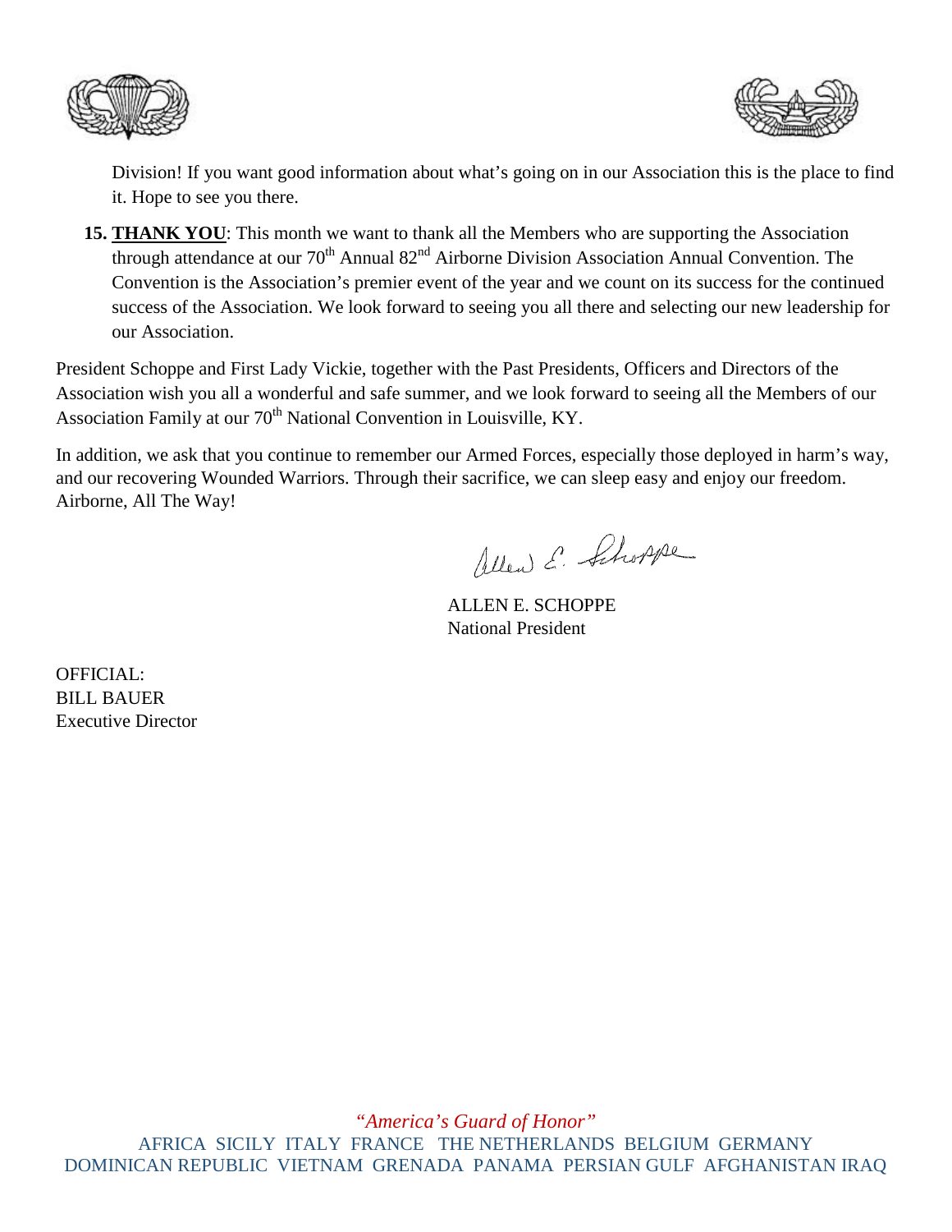Division! If you want good information about what's going on in our Association this is the place to find it. Hope to see you there.

15. **THANK YOU**: This month we want to thank all the Members who are supporting the Association through attendance at our 70th Annual 82nd Airborne Division Association Annual Convention. The Convention is the Association's premier event of the year and we count on its success for the continued success of the Association. We look forward to seeing you all there and selecting our new leadership for our Association.

President Schoppe and First Lady Vickie, together with the Past Presidents, Officers and Directors of the Association wish you all a wonderful and safe summer, and we look forward to seeing all the Members of our Association Family at our 70th National Convention in Louisville, KY.

In addition, we ask that you continue to remember our Armed Forces, especially those deployed in harm's way, and our recovering Wounded Warriors. Through their sacrifice, we can sleep easy and enjoy our freedom. Airborne, All The Way!

ALLEN E. SCHOPPE
National President

OFFICIAL:
BILL BAUER
Executive Director

*"America's Guard of Honor"*

AFRICA SICILY ITALY FRANCE THE NETHERLANDS BELGIUM GERMANY DOMINICAN REPUBLIC VIETNAM GRENADA PANAMA PERSIAN GULF AFGHANISTAN IRAQ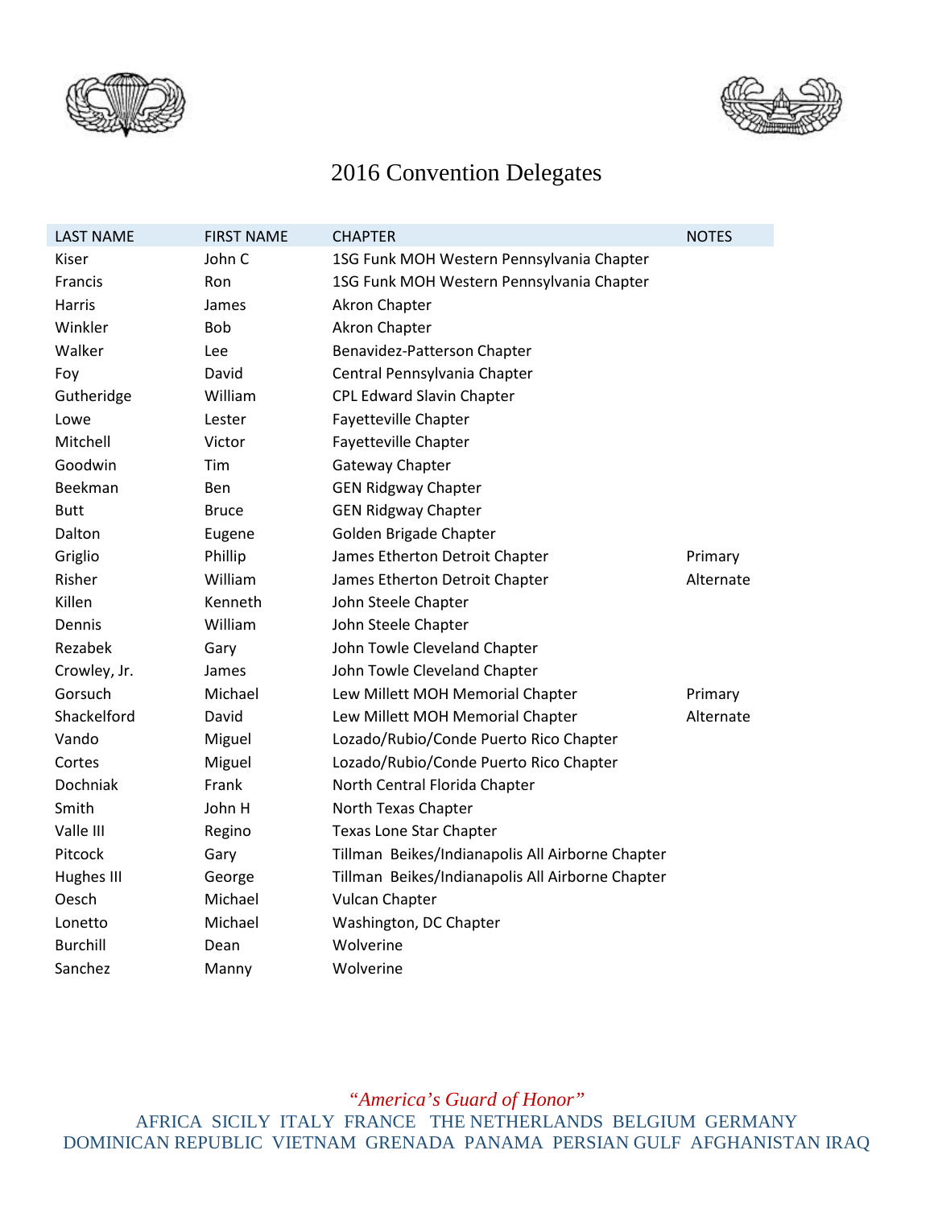# 2016 Convention Delegates

| LAST NAME | FIRST NAME | CHAPTER | NOTES |
|---|---|---|---|
| Kiser | John C | 1SG Funk MOH Western Pennsylvania Chapter | |
| Francis | Ron | 1SG Funk MOH Western Pennsylvania Chapter | |
| Harris | James | Akron Chapter | |
| Winkler | Bob | Akron Chapter | |
| Walker | Lee | Benavidez-Patterson Chapter | |
| Foy | David | Central Pennsylvania Chapter | |
| Gutheridge | William | CPL Edward Slavin Chapter | |
| Lowe | Lester | Fayetteville Chapter | |
| Mitchell | Victor | Fayetteville Chapter | |
| Goodwin | Tim | Gateway Chapter | |
| Beekman | Ben | GEN Ridgway Chapter | |
| Butt | Bruce | GEN Ridgway Chapter | |
| Dalton | Eugene | Golden Brigade Chapter | |
| Griglio | Phillip | James Etherton Detroit Chapter | Primary |
| Risher | William | James Etherton Detroit Chapter | Alternate |
| Killen | Kenneth | John Steele Chapter | |
| Dennis | William | John Steele Chapter | |
| Rezabek | Gary | John Towle Cleveland Chapter | |
| Crowley, Jr. | James | John Towle Cleveland Chapter | |
| Gorsuch | Michael | Lew Millett MOH Memorial Chapter | Primary |
| Shackelford | David | Lew Millett MOH Memorial Chapter | Alternate |
| Vando | Miguel | Lozado/Rubio/Conde Puerto Rico Chapter | |
| Cortes | Miguel | Lozado/Rubio/Conde Puerto Rico Chapter | |
| Dochniak | Frank | North Central Florida Chapter | |
| Smith | John H | North Texas Chapter | |
| Valle III | Regino | Texas Lone Star Chapter | |
| Pitcock | Gary | Tillman Beikes/Indianapolis All Airborne Chapter | |
| Hughes III | George | Tillman Beikes/Indianapolis All Airborne Chapter | |
| Oesch | Michael | Vulcan Chapter | |
| Lonetto | Michael | Washington, DC Chapter | |
| Burchill | Dean | Wolverine | |
| Sanchez | Manny | Wolverine | |

*"America's Guard of Honor"*

AFRICA SICILY ITALY FRANCE THE NETHERLANDS BELGIUM GERMANY
DOMINICAN REPUBLIC VIETNAM GRENADA PANAMA PERSIAN GULF AFGHANISTAN IRAQ